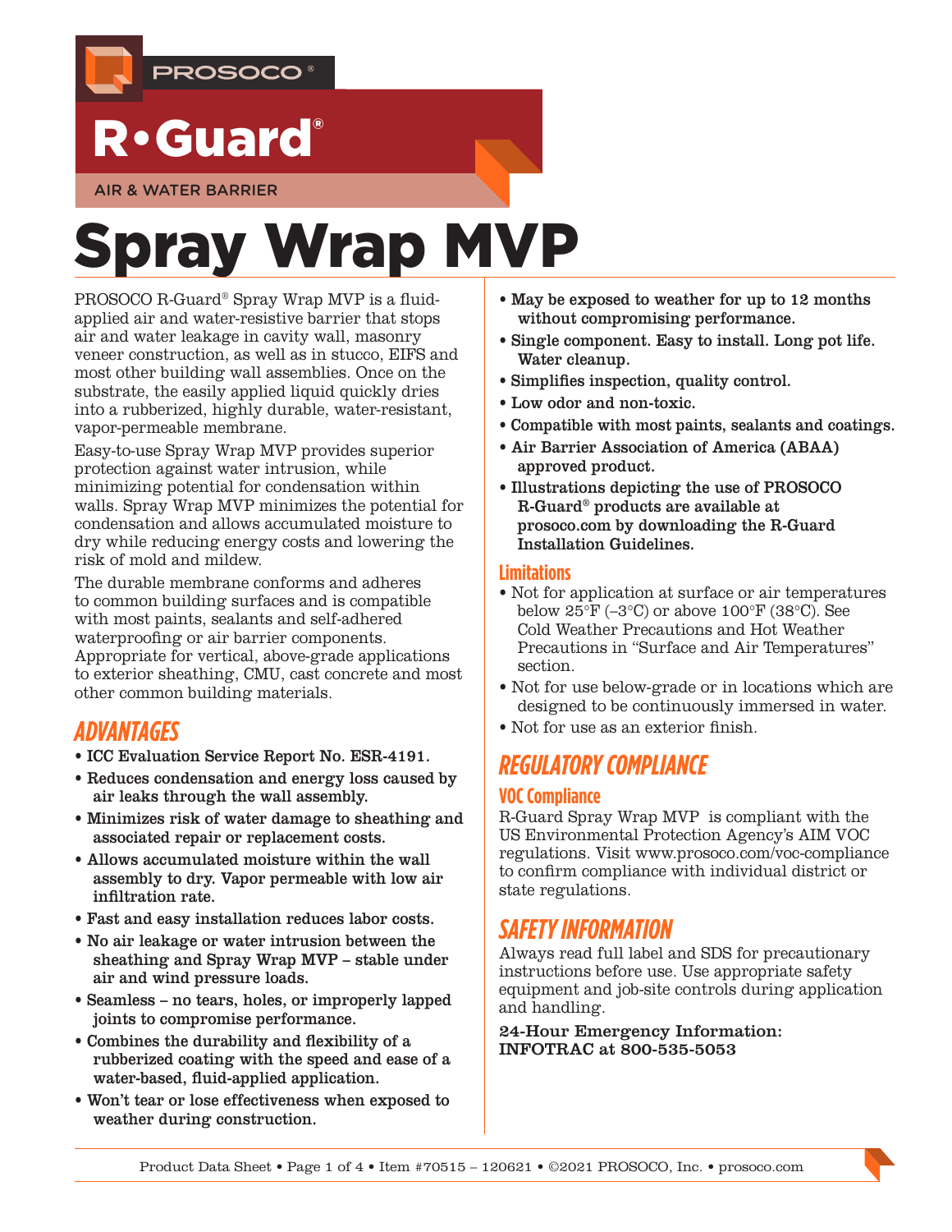PROSOCO®

# R•Guard®

AIR & WATER BARRIER

# Spray Wrap MVP

PROSOCO R-Guard® Spray Wrap MVP is a fluid-applied air and water-resistive barrier that stops air and water leakage in cavity wall, masonry veneer construction, as well as in stucco, EIFS and most other building wall assemblies. Once on the substrate, the easily applied liquid quickly dries into a rubberized, highly durable, water-resistant, vapor-permeable membrane.

Easy-to-use Spray Wrap MVP provides superior protection against water intrusion, while minimizing potential for condensation within walls. Spray Wrap MVP minimizes the potential for condensation and allows accumulated moisture to dry while reducing energy costs and lowering the risk of mold and mildew.

The durable membrane conforms and adheres to common building surfaces and is compatible with most paints, sealants and self-adhered waterproofing or air barrier components. Appropriate for vertical, above-grade applications to exterior sheathing, CMU, cast concrete and most other common building materials.

## ADVANTAGES

- **ICC Evaluation Service Report No. ESR-4191.**
- **Reduces condensation and energy loss caused by air leaks through the wall assembly.**
- **Minimizes risk of water damage to sheathing and associated repair or replacement costs.**
- **Allows accumulated moisture within the wall assembly to dry. Vapor permeable with low air infiltration rate.**
- **Fast and easy installation reduces labor costs.**
- **No air leakage or water intrusion between the sheathing and Spray Wrap MVP – stable under air and wind pressure loads.**
- **Seamless – no tears, holes, or improperly lapped joints to compromise performance.**
- **Combines the durability and flexibility of a rubberized coating with the speed and ease of a water-based, fluid-applied application.**
- **Won't tear or lose effectiveness when exposed to weather during construction.**
- **May be exposed to weather for up to 12 months without compromising performance.**
- **Single component. Easy to install. Long pot life. Water cleanup.**
- **Simplifies inspection, quality control.**
- **Low odor and non-toxic.**
- **Compatible with most paints, sealants and coatings.**
- **Air Barrier Association of America (ABAA) approved product.**
- **Illustrations depicting the use of PROSOCO R-Guard® products are available at prosoco.com by downloading the R-Guard Installation Guidelines.**

### Limitations

- Not for application at surface or air temperatures below 25°F (–3°C) or above 100°F (38°C). See Cold Weather Precautions and Hot Weather Precautions in "Surface and Air Temperatures" section.
- Not for use below-grade or in locations which are designed to be continuously immersed in water.
- Not for use as an exterior finish.

## REGULATORY COMPLIANCE

### VOC Compliance

R-Guard Spray Wrap MVP is compliant with the US Environmental Protection Agency's AIM VOC regulations. Visit www.prosoco.com/voc-compliance to confirm compliance with individual district or state regulations.

## SAFETY INFORMATION

Always read full label and SDS for precautionary instructions before use. Use appropriate safety equipment and job-site controls during application and handling.

**24-Hour Emergency Information: INFOTRAC at 800-535-5053**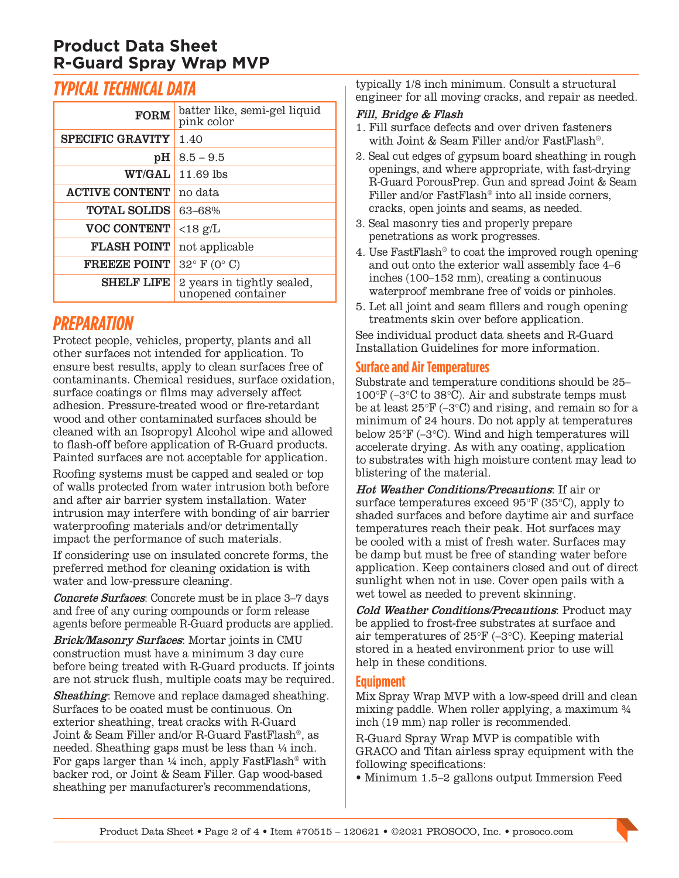# Product Data Sheet
# R-Guard Spray Wrap MVP

## TYPICAL TECHNICAL DATA

| | |
|---|---|
| **FORM** | batter like, semi-gel liquid pink color |
| **SPECIFIC GRAVITY** | 1.40 |
| **pH** | 8.5 – 9.5 |
| **WT/GAL** | 11.69 lbs |
| **ACTIVE CONTENT** | no data |
| **TOTAL SOLIDS** | 63–68% |
| **VOC CONTENT** | <18 g/L |
| **FLASH POINT** | not applicable |
| **FREEZE POINT** | 32° F (0° C) |
| **SHELF LIFE** | 2 years in tightly sealed, unopened container |

## PREPARATION

Protect people, vehicles, property, plants and all other surfaces not intended for application. To ensure best results, apply to clean surfaces free of contaminants. Chemical residues, surface oxidation, surface coatings or films may adversely affect adhesion. Pressure-treated wood or fire-retardant wood and other contaminated surfaces should be cleaned with an Isopropyl Alcohol wipe and allowed to flash-off before application of R-Guard products. Painted surfaces are not acceptable for application.

Roofing systems must be capped and sealed or top of walls protected from water intrusion both before and after air barrier system installation. Water intrusion may interfere with bonding of air barrier waterproofing materials and/or detrimentally impact the performance of such materials.

If considering use on insulated concrete forms, the preferred method for cleaning oxidation is with water and low-pressure cleaning.

***Concrete Surfaces***: Concrete must be in place 3–7 days and free of any curing compounds or form release agents before permeable R-Guard products are applied.

***Brick/Masonry Surfaces***: Mortar joints in CMU construction must have a minimum 3 day cure before being treated with R-Guard products. If joints are not struck flush, multiple coats may be required.

***Sheathing***: Remove and replace damaged sheathing. Surfaces to be coated must be continuous. On exterior sheathing, treat cracks with R-Guard Joint & Seam Filler and/or R-Guard FastFlash®, as needed. Sheathing gaps must be less than ¼ inch. For gaps larger than ¼ inch, apply FastFlash® with backer rod, or Joint & Seam Filler. Gap wood-based sheathing per manufacturer's recommendations, typically 1/8 inch minimum. Consult a structural engineer for all moving cracks, and repair as needed.

***Fill, Bridge & Flash***

1. Fill surface defects and over driven fasteners with Joint & Seam Filler and/or FastFlash®.
2. Seal cut edges of gypsum board sheathing in rough openings, and where appropriate, with fast-drying R-Guard PorousPrep. Gun and spread Joint & Seam Filler and/or FastFlash® into all inside corners, cracks, open joints and seams, as needed.
3. Seal masonry ties and properly prepare penetrations as work progresses.
4. Use FastFlash® to coat the improved rough opening and out onto the exterior wall assembly face 4–6 inches (100–152 mm), creating a continuous waterproof membrane free of voids or pinholes.
5. Let all joint and seam fillers and rough opening treatments skin over before application.

See individual product data sheets and R-Guard Installation Guidelines for more information.

### Surface and Air Temperatures

Substrate and temperature conditions should be 25–100°F (–3°C to 38°C). Air and substrate temps must be at least 25°F (–3°C) and rising, and remain so for a minimum of 24 hours. Do not apply at temperatures below 25°F (–3°C). Wind and high temperatures will accelerate drying. As with any coating, application to substrates with high moisture content may lead to blistering of the material.

***Hot Weather Conditions/Precautions***: If air or surface temperatures exceed 95°F (35°C), apply to shaded surfaces and before daytime air and surface temperatures reach their peak. Hot surfaces may be cooled with a mist of fresh water. Surfaces may be damp but must be free of standing water before application. Keep containers closed and out of direct sunlight when not in use. Cover open pails with a wet towel as needed to prevent skinning.

***Cold Weather Conditions/Precautions***: Product may be applied to frost-free substrates at surface and air temperatures of 25°F (–3°C). Keeping material stored in a heated environment prior to use will help in these conditions.

### Equipment

Mix Spray Wrap MVP with a low-speed drill and clean mixing paddle. When roller applying, a maximum ¾ inch (19 mm) nap roller is recommended.

R-Guard Spray Wrap MVP is compatible with GRACO and Titan airless spray equipment with the following specifications:

- Minimum 1.5–2 gallons output Immersion Feed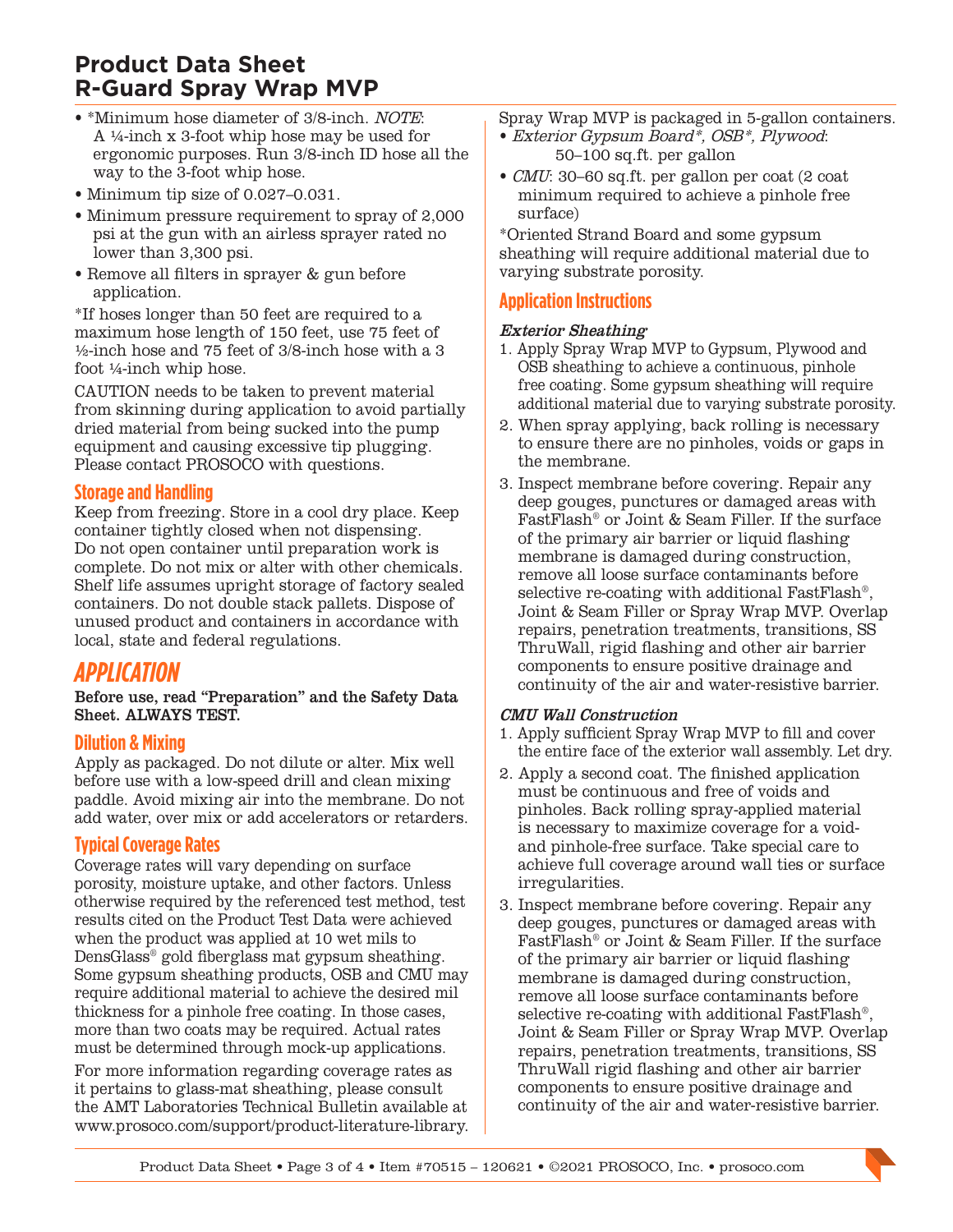- *Minimum hose diameter of 3/8-inch. *NOTE*: A ¼-inch x 3-foot whip hose may be used for ergonomic purposes. Run 3/8-inch ID hose all the way to the 3-foot whip hose.
- Minimum tip size of 0.027–0.031.
- Minimum pressure requirement to spray of 2,000 psi at the gun with an airless sprayer rated no lower than 3,300 psi.
- Remove all filters in sprayer & gun before application.

*If hoses longer than 50 feet are required to a maximum hose length of 150 feet, use 75 feet of ½-inch hose and 75 feet of 3/8-inch hose with a 3 foot ¼-inch whip hose.

CAUTION needs to be taken to prevent material from skinning during application to avoid partially dried material from being sucked into the pump equipment and causing excessive tip plugging. Please contact PROSOCO with questions.

### Storage and Handling

Keep from freezing. Store in a cool dry place. Keep container tightly closed when not dispensing. Do not open container until preparation work is complete. Do not mix or alter with other chemicals. Shelf life assumes upright storage of factory sealed containers. Do not double stack pallets. Dispose of unused product and containers in accordance with local, state and federal regulations.

## APPLICATION

**Before use, read "Preparation" and the Safety Data Sheet. ALWAYS TEST.**

### Dilution & Mixing

Apply as packaged. Do not dilute or alter. Mix well before use with a low-speed drill and clean mixing paddle. Avoid mixing air into the membrane. Do not add water, over mix or add accelerators or retarders.

### Typical Coverage Rates

Coverage rates will vary depending on surface porosity, moisture uptake, and other factors. Unless otherwise required by the referenced test method, test results cited on the Product Test Data were achieved when the product was applied at 10 wet mils to DensGlass® gold fiberglass mat gypsum sheathing. Some gypsum sheathing products, OSB and CMU may require additional material to achieve the desired mil thickness for a pinhole free coating. In those cases, more than two coats may be required. Actual rates must be determined through mock-up applications.

For more information regarding coverage rates as it pertains to glass-mat sheathing, please consult the AMT Laboratories Technical Bulletin available at www.prosoco.com/support/product-literature-library.

Spray Wrap MVP is packaged in 5-gallon containers.

- *Exterior Gypsum Board*, OSB*, Plywood*: 50–100 sq.ft. per gallon
- *CMU*: 30–60 sq.ft. per gallon per coat (2 coat minimum required to achieve a pinhole free surface)

*Oriented Strand Board and some gypsum sheathing will require additional material due to varying substrate porosity.

### Application Instructions

#### *Exterior Sheathing*

1. Apply Spray Wrap MVP to Gypsum, Plywood and OSB sheathing to achieve a continuous, pinhole free coating. Some gypsum sheathing will require additional material due to varying substrate porosity.
2. When spray applying, back rolling is necessary to ensure there are no pinholes, voids or gaps in the membrane.
3. Inspect membrane before covering. Repair any deep gouges, punctures or damaged areas with FastFlash® or Joint & Seam Filler. If the surface of the primary air barrier or liquid flashing membrane is damaged during construction, remove all loose surface contaminants before selective re-coating with additional FastFlash®, Joint & Seam Filler or Spray Wrap MVP. Overlap repairs, penetration treatments, transitions, SS ThruWall, rigid flashing and other air barrier components to ensure positive drainage and continuity of the air and water-resistive barrier.

#### *CMU Wall Construction*

1. Apply sufficient Spray Wrap MVP to fill and cover the entire face of the exterior wall assembly. Let dry.
2. Apply a second coat. The finished application must be continuous and free of voids and pinholes. Back rolling spray-applied material is necessary to maximize coverage for a void- and pinhole-free surface. Take special care to achieve full coverage around wall ties or surface irregularities.
3. Inspect membrane before covering. Repair any deep gouges, punctures or damaged areas with FastFlash® or Joint & Seam Filler. If the surface of the primary air barrier or liquid flashing membrane is damaged during construction, remove all loose surface contaminants before selective re-coating with additional FastFlash®, Joint & Seam Filler or Spray Wrap MVP. Overlap repairs, penetration treatments, transitions, SS ThruWall rigid flashing and other air barrier components to ensure positive drainage and continuity of the air and water-resistive barrier.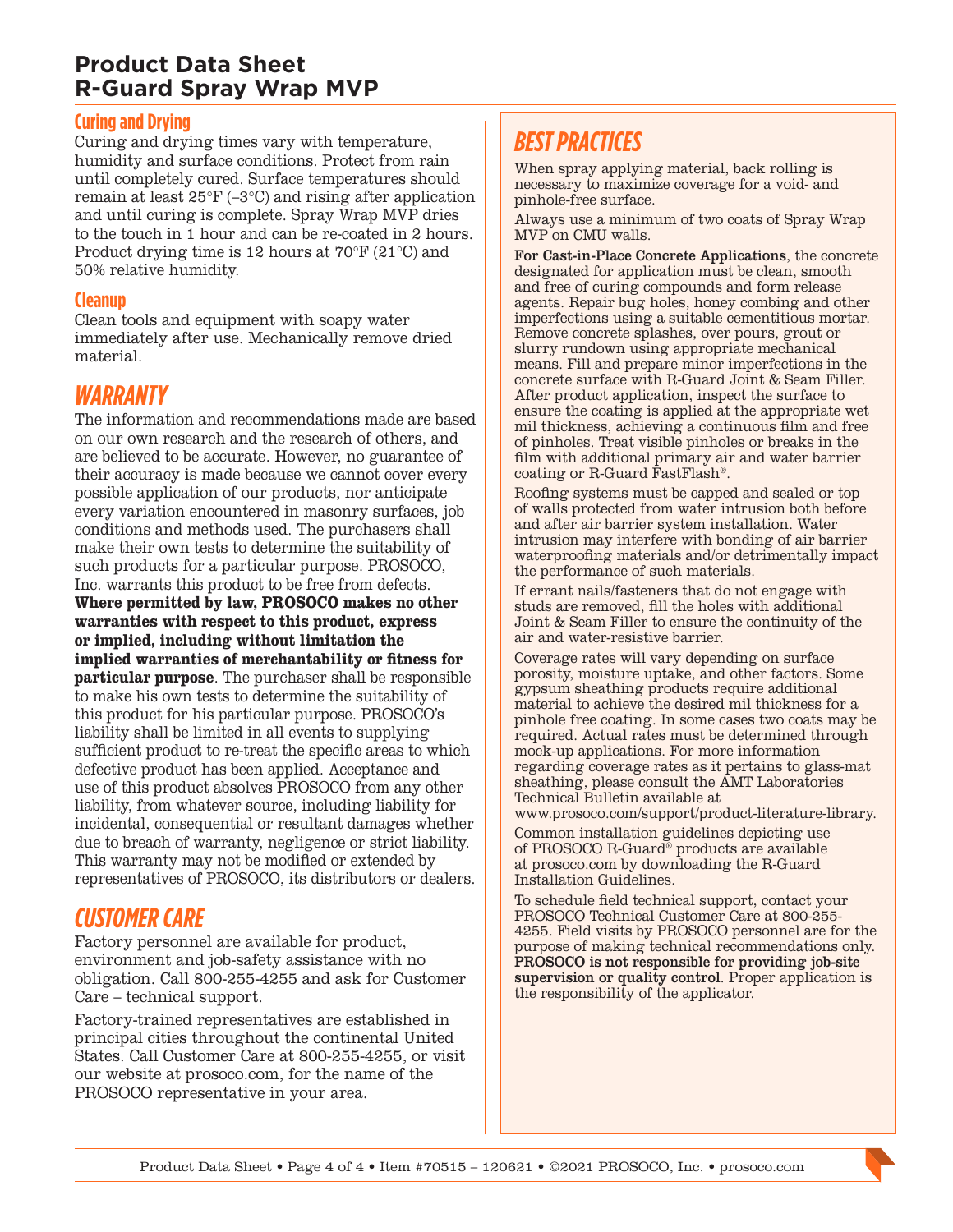## Curing and Drying

Curing and drying times vary with temperature, humidity and surface conditions. Protect from rain until completely cured. Surface temperatures should remain at least 25°F (–3°C) and rising after application and until curing is complete. Spray Wrap MVP dries to the touch in 1 hour and can be re-coated in 2 hours. Product drying time is 12 hours at 70°F (21°C) and 50% relative humidity.

## Cleanup

Clean tools and equipment with soapy water immediately after use. Mechanically remove dried material.

## *WARRANTY*

The information and recommendations made are based on our own research and the research of others, and are believed to be accurate. However, no guarantee of their accuracy is made because we cannot cover every possible application of our products, nor anticipate every variation encountered in masonry surfaces, job conditions and methods used. The purchasers shall make their own tests to determine the suitability of such products for a particular purpose. PROSOCO, Inc. warrants this product to be free from defects. **Where permitted by law, PROSOCO makes no other warranties with respect to this product, express or implied, including without limitation the implied warranties of merchantability or fitness for particular purpose**. The purchaser shall be responsible to make his own tests to determine the suitability of this product for his particular purpose. PROSOCO's liability shall be limited in all events to supplying sufficient product to re-treat the specific areas to which defective product has been applied. Acceptance and use of this product absolves PROSOCO from any other liability, from whatever source, including liability for incidental, consequential or resultant damages whether due to breach of warranty, negligence or strict liability. This warranty may not be modified or extended by representatives of PROSOCO, its distributors or dealers.

## *CUSTOMER CARE*

Factory personnel are available for product, environment and job-safety assistance with no obligation. Call 800-255-4255 and ask for Customer Care – technical support.

Factory-trained representatives are established in principal cities throughout the continental United States. Call Customer Care at 800-255-4255, or visit our website at prosoco.com, for the name of the PROSOCO representative in your area.

## *BEST PRACTICES*

When spray applying material, back rolling is necessary to maximize coverage for a void- and pinhole-free surface.

Always use a minimum of two coats of Spray Wrap MVP on CMU walls.

**For Cast-in-Place Concrete Applications**, the concrete designated for application must be clean, smooth and free of curing compounds and form release agents. Repair bug holes, honey combing and other imperfections using a suitable cementitious mortar. Remove concrete splashes, over pours, grout or slurry rundown using appropriate mechanical means. Fill and prepare minor imperfections in the concrete surface with R-Guard Joint & Seam Filler. After product application, inspect the surface to ensure the coating is applied at the appropriate wet mil thickness, achieving a continuous film and free of pinholes. Treat visible pinholes or breaks in the film with additional primary air and water barrier coating or R-Guard FastFlash®.

Roofing systems must be capped and sealed or top of walls protected from water intrusion both before and after air barrier system installation. Water intrusion may interfere with bonding of air barrier waterproofing materials and/or detrimentally impact the performance of such materials.

If errant nails/fasteners that do not engage with studs are removed, fill the holes with additional Joint & Seam Filler to ensure the continuity of the air and water-resistive barrier.

Coverage rates will vary depending on surface porosity, moisture uptake, and other factors. Some gypsum sheathing products require additional material to achieve the desired mil thickness for a pinhole free coating. In some cases two coats may be required. Actual rates must be determined through mock-up applications. For more information regarding coverage rates as it pertains to glass-mat sheathing, please consult the AMT Laboratories Technical Bulletin available at www.prosoco.com/support/product-literature-library.

Common installation guidelines depicting use of PROSOCO R-Guard® products are available at prosoco.com by downloading the R-Guard Installation Guidelines.

To schedule field technical support, contact your PROSOCO Technical Customer Care at 800-255-4255. Field visits by PROSOCO personnel are for the purpose of making technical recommendations only. **PROSOCO is not responsible for providing job-site supervision or quality control**. Proper application is the responsibility of the applicator.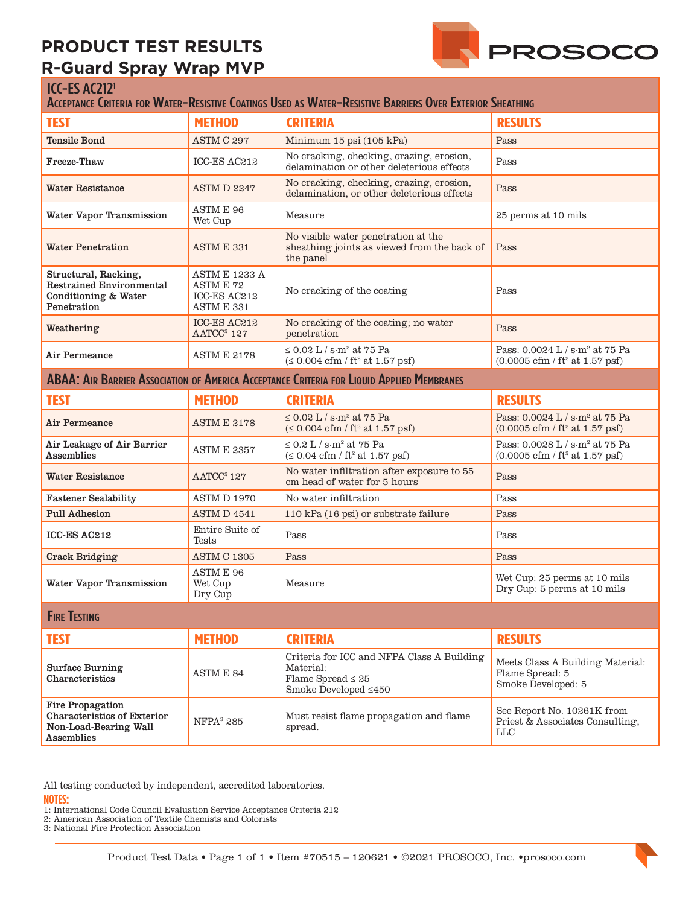# PRODUCT TEST RESULTS
## R-Guard Spray Wrap MVP

PROSOCO

### ICC-ES AC212[1]
#### Acceptance Criteria for Water-Resistive Coatings Used as Water-Resistive Barriers Over Exterior Sheathing

| TEST | METHOD | CRITERIA | RESULTS |
|---|---|---|---|
| **Tensile Bond** | ASTM C 297 | Minimum 15 psi (105 kPa) | Pass |
| **Freeze-Thaw** | ICC-ES AC212 | No cracking, checking, crazing, erosion, delamination or other deleterious effects | Pass |
| **Water Resistance** | ASTM D 2247 | No cracking, checking, crazing, erosion, delamination, or other deleterious effects | Pass |
| **Water Vapor Transmission** | ASTM E 96 Wet Cup | Measure | 25 perms at 10 mils |
| **Water Penetration** | ASTM E 331 | No visible water penetration at the sheathing joints as viewed from the back of the panel | Pass |
| **Structural, Racking, Restrained Environmental Conditioning & Water Penetration** | ASTM E 1233 A ASTM E 72 ICC-ES AC212 ASTM E 331 | No cracking of the coating | Pass |
| **Weathering** | ICC-ES AC212 AATCC[2] 127 | No cracking of the coating; no water penetration | Pass |
| **Air Permeance** | ASTM E 2178 | ≤ 0.02 L / s·m² at 75 Pa (≤ 0.004 cfm / ft² at 1.57 psf) | Pass: 0.0024 L / s·m² at 75 Pa (0.0005 cfm / ft² at 1.57 psf) |

### ABAA: Air Barrier Association of America Acceptance Criteria for Liquid Applied Membranes

| TEST | METHOD | CRITERIA | RESULTS |
|---|---|---|---|
| **Air Permeance** | ASTM E 2178 | ≤ 0.02 L / s·m² at 75 Pa (≤ 0.004 cfm / ft² at 1.57 psf) | Pass: 0.0024 L / s·m² at 75 Pa (0.0005 cfm / ft² at 1.57 psf) |
| **Air Leakage of Air Barrier Assemblies** | ASTM E 2357 | ≤ 0.2 L / s·m² at 75 Pa (≤ 0.04 cfm / ft² at 1.57 psf) | Pass: 0.0028 L / s·m² at 75 Pa (0.0005 cfm / ft² at 1.57 psf) |
| **Water Resistance** | AATCC[2] 127 | No water infiltration after exposure to 55 cm head of water for 5 hours | Pass |
| **Fastener Sealability** | ASTM D 1970 | No water infiltration | Pass |
| **Pull Adhesion** | ASTM D 4541 | 110 kPa (16 psi) or substrate failure | Pass |
| **ICC-ES AC212** | Entire Suite of Tests | Pass | Pass |
| **Crack Bridging** | ASTM C 1305 | Pass | Pass |
| **Water Vapor Transmission** | ASTM E 96 Wet Cup Dry Cup | Measure | Wet Cup: 25 perms at 10 mils Dry Cup: 5 perms at 10 mils |

### Fire Testing

| TEST | METHOD | CRITERIA | RESULTS |
|---|---|---|---|
| **Surface Burning Characteristics** | ASTM E 84 | Criteria for ICC and NFPA Class A Building Material: Flame Spread ≤ 25 Smoke Developed ≤450 | Meets Class A Building Material: Flame Spread: 5 Smoke Developed: 5 |
| **Fire Propagation Characteristics of Exterior Non-Load-Bearing Wall Assemblies** | NFPA[3] 285 | Must resist flame propagation and flame spread. | See Report No. 10261K from Priest & Associates Consulting, LLC |

All testing conducted by independent, accredited laboratories.

**NOTES:**
1: International Code Council Evaluation Service Acceptance Criteria 212
2: American Association of Textile Chemists and Colorists
3: National Fire Protection Association

Product Test Data • Page 1 of 1 • Item #70515 – 120621 • ©2021 PROSOCO, Inc. •prosoco.com